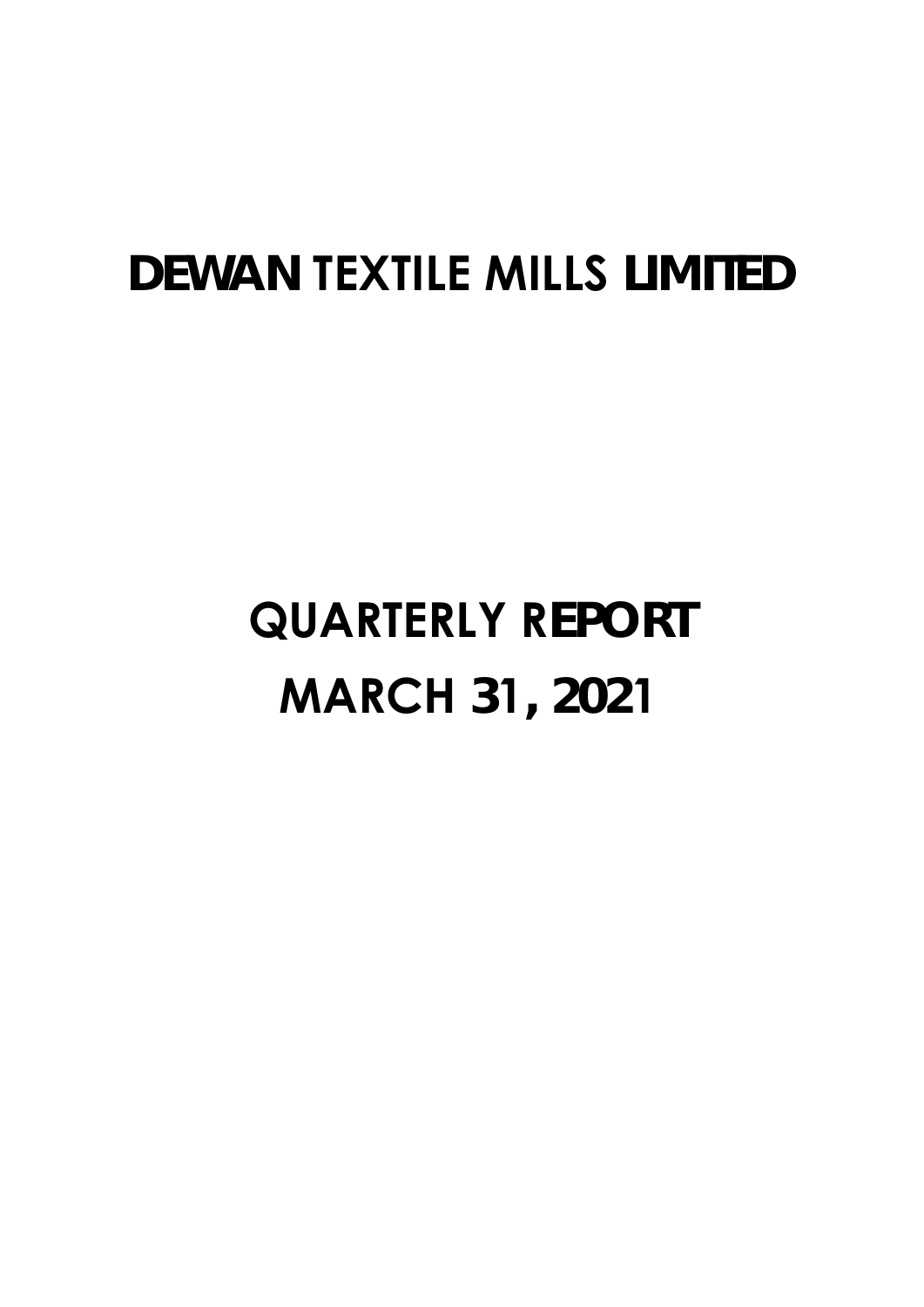# DEWAN TEXTILE MILLS LIMITED

## QUARTERLY REPORT
## MARCH 31, 2021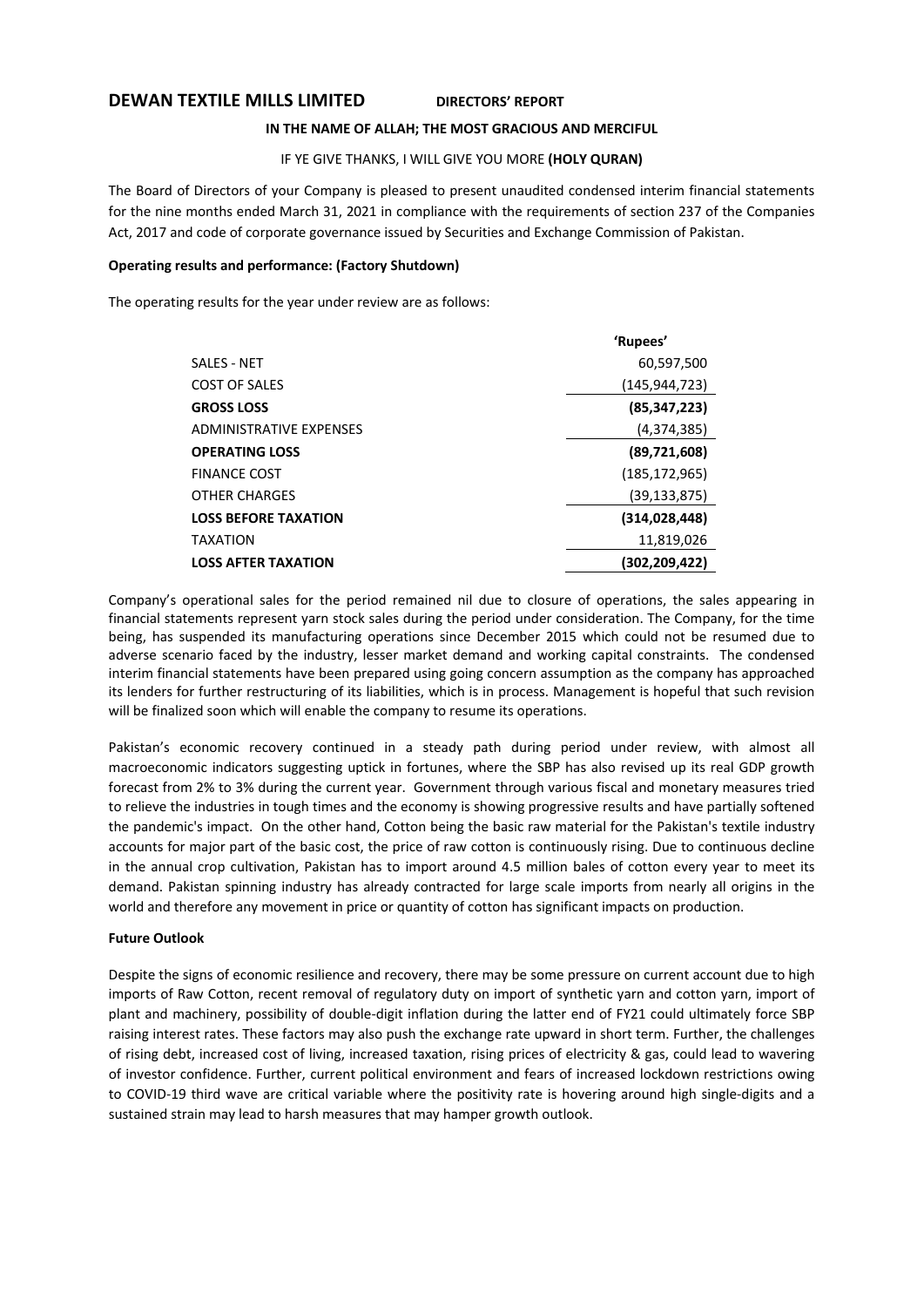# DEWAN TEXTILE MILLS LIMITED **DIRECTORS' REPORT**

**IN THE NAME OF ALLAH; THE MOST GRACIOUS AND MERCIFUL**

IF YE GIVE THANKS, I WILL GIVE YOU MORE **(HOLY QURAN)**

The Board of Directors of your Company is pleased to present unaudited condensed interim financial statements for the nine months ended March 31, 2021 in compliance with the requirements of section 237 of the Companies Act, 2017 and code of corporate governance issued by Securities and Exchange Commission of Pakistan.

**Operating results and performance: (Factory Shutdown)**

The operating results for the year under review are as follows:

| | 'Rupees' |
|---|---:|
| SALES - NET | 60,597,500 |
| COST OF SALES | (145,944,723) |
| **GROSS LOSS** | **(85,347,223)** |
| ADMINISTRATIVE EXPENSES | (4,374,385) |
| **OPERATING LOSS** | **(89,721,608)** |
| FINANCE COST | (185,172,965) |
| OTHER CHARGES | (39,133,875) |
| **LOSS BEFORE TAXATION** | **(314,028,448)** |
| TAXATION | 11,819,026 |
| **LOSS AFTER TAXATION** | **(302,209,422)** |

Company's operational sales for the period remained nil due to closure of operations, the sales appearing in financial statements represent yarn stock sales during the period under consideration. The Company, for the time being, has suspended its manufacturing operations since December 2015 which could not be resumed due to adverse scenario faced by the industry, lesser market demand and working capital constraints. The condensed interim financial statements have been prepared using going concern assumption as the company has approached its lenders for further restructuring of its liabilities, which is in process. Management is hopeful that such revision will be finalized soon which will enable the company to resume its operations.

Pakistan's economic recovery continued in a steady path during period under review, with almost all macroeconomic indicators suggesting uptick in fortunes, where the SBP has also revised up its real GDP growth forecast from 2% to 3% during the current year. Government through various fiscal and monetary measures tried to relieve the industries in tough times and the economy is showing progressive results and have partially softened the pandemic's impact. On the other hand, Cotton being the basic raw material for the Pakistan's textile industry accounts for major part of the basic cost, the price of raw cotton is continuously rising. Due to continuous decline in the annual crop cultivation, Pakistan has to import around 4.5 million bales of cotton every year to meet its demand. Pakistan spinning industry has already contracted for large scale imports from nearly all origins in the world and therefore any movement in price or quantity of cotton has significant impacts on production.

**Future Outlook**

Despite the signs of economic resilience and recovery, there may be some pressure on current account due to high imports of Raw Cotton, recent removal of regulatory duty on import of synthetic yarn and cotton yarn, import of plant and machinery, possibility of double-digit inflation during the latter end of FY21 could ultimately force SBP raising interest rates. These factors may also push the exchange rate upward in short term. Further, the challenges of rising debt, increased cost of living, increased taxation, rising prices of electricity & gas, could lead to wavering of investor confidence. Further, current political environment and fears of increased lockdown restrictions owing to COVID-19 third wave are critical variable where the positivity rate is hovering around high single-digits and a sustained strain may lead to harsh measures that may hamper growth outlook.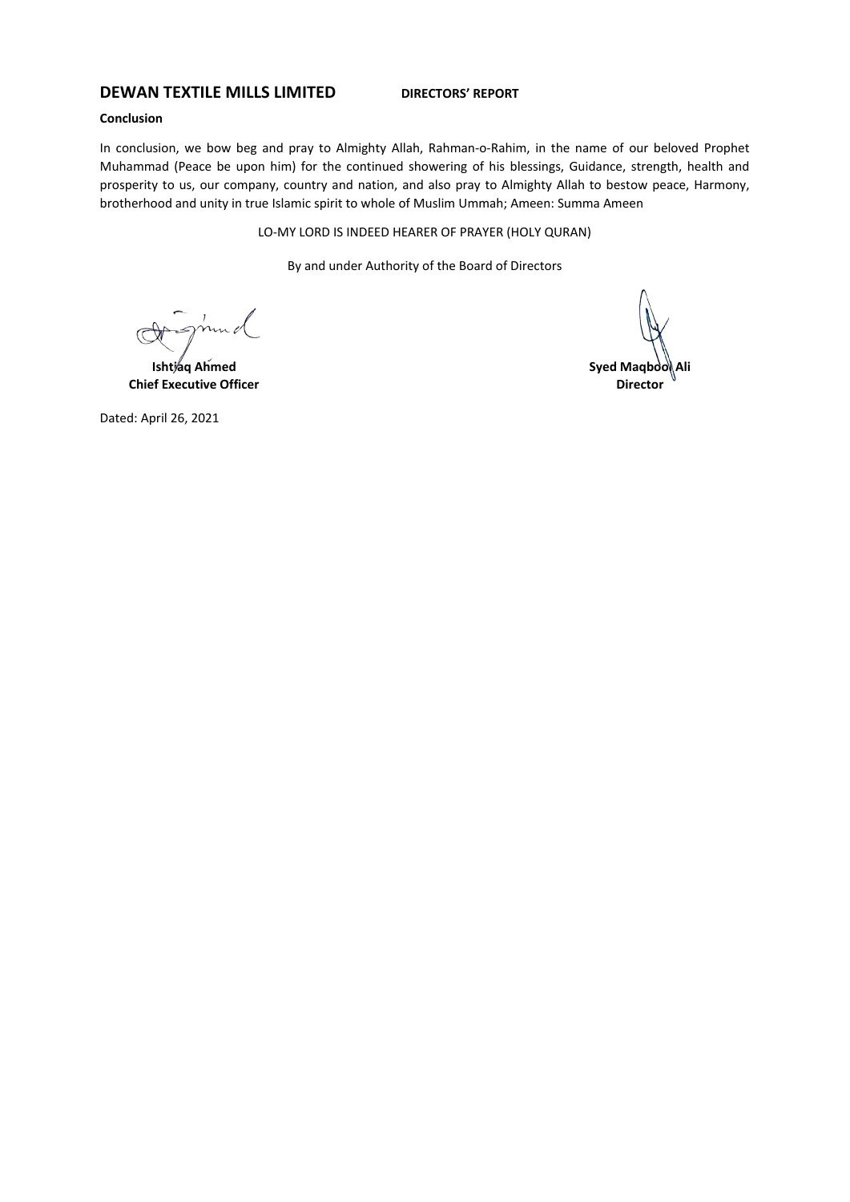## Conclusion

In conclusion, we bow beg and pray to Almighty Allah, Rahman-o-Rahim, in the name of our beloved Prophet Muhammad (Peace be upon him) for the continued showering of his blessings, Guidance, strength, health and prosperity to us, our company, country and nation, and also pray to Almighty Allah to bestow peace, Harmony, brotherhood and unity in true Islamic spirit to whole of Muslim Ummah; Ameen: Summa Ameen

LO-MY LORD IS INDEED HEARER OF PRAYER (HOLY QURAN)

By and under Authority of the Board of Directors

**Ishtiaq Ahmed**
**Chief Executive Officer**

**Syed Maqbool Ali**
**Director**

Dated: April 26, 2021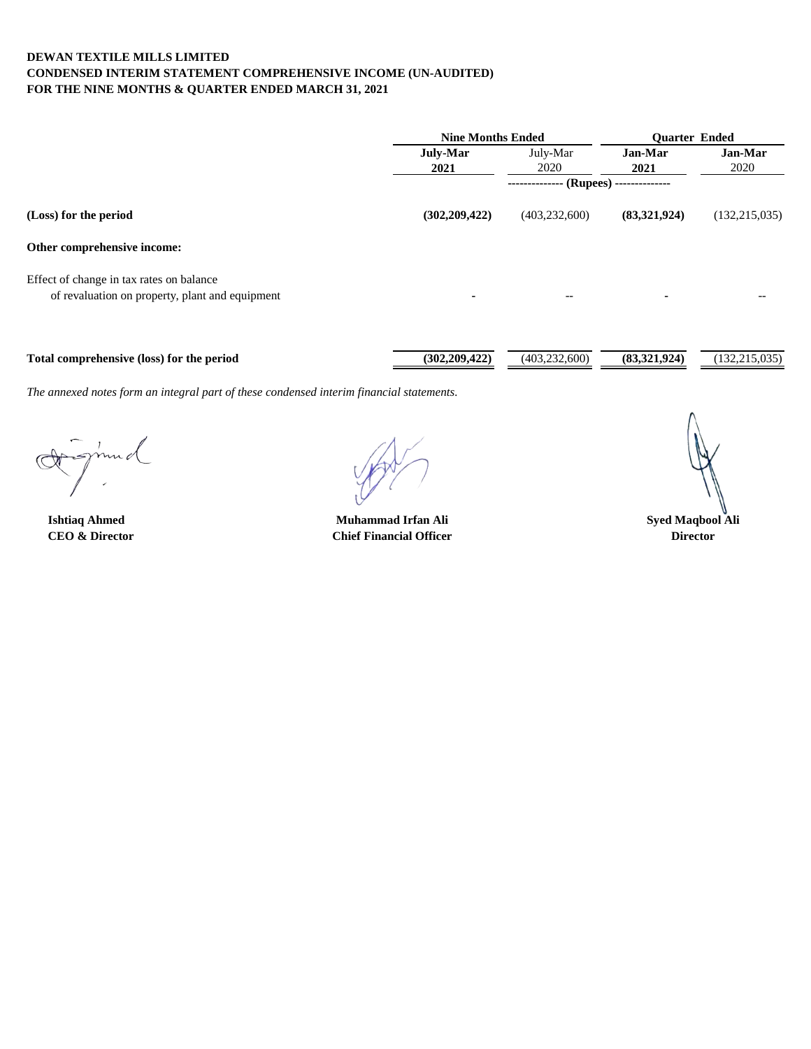**DEWAN TEXTILE MILLS LIMITED**
**CONDENSED INTERIM STATEMENT COMPREHENSIVE INCOME (UN-AUDITED)**
**FOR THE NINE MONTHS & QUARTER ENDED MARCH 31, 2021**

| | Nine Months Ended | | Quarter Ended | |
|---|---|---|---|---|
| | **July-Mar 2021** | July-Mar 2020 | **Jan-Mar 2021** | **Jan-Mar** 2020 |
| | -------------- (Rupees) -------------- | | | |
| **(Loss) for the period** | **(302,209,422)** | (403,232,600) | **(83,321,924)** | (132,215,035) |
| **Other comprehensive income:** | | | | |
| Effect of change in tax rates on balance of revaluation on property, plant and equipment | - | -- | - | -- |
| **Total comprehensive (loss) for the period** | **(302,209,422)** | (403,232,600) | **(83,321,924)** | (132,215,035) |

*The annexed notes form an integral part of these condensed interim financial statements.*

| **Ishtiaq Ahmed** | **Muhammad Irfan Ali** | **Syed Maqbool Ali** |
|---|---|---|
| **CEO & Director** | **Chief Financial Officer** | **Director** |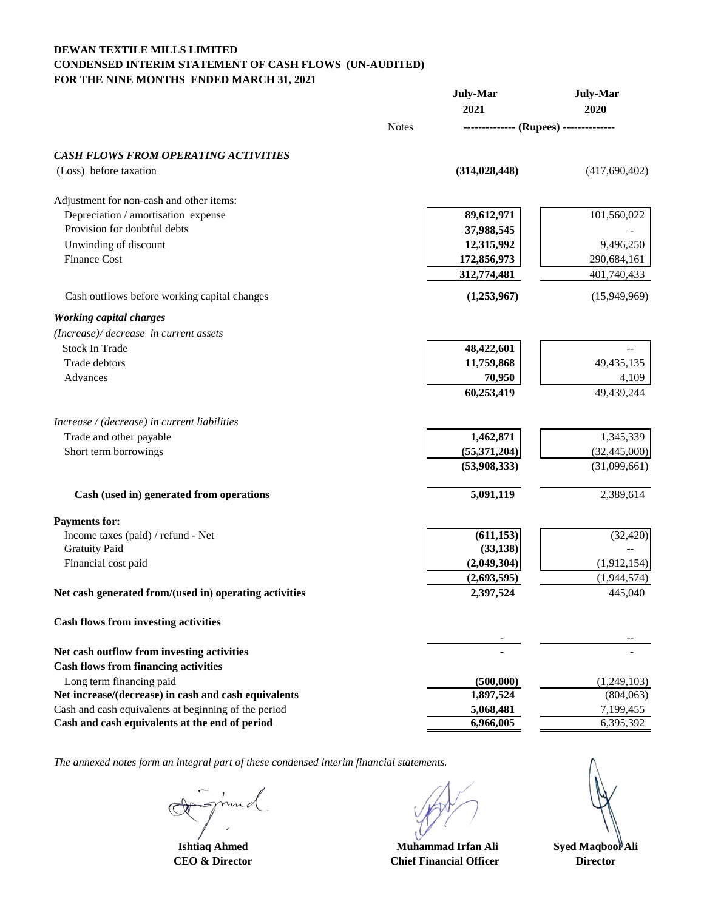**DEWAN TEXTILE MILLS LIMITED**
**CONDENSED INTERIM STATEMENT OF CASH FLOWS (UN-AUDITED)**
**FOR THE NINE MONTHS ENDED MARCH 31, 2021**

| | Notes | July-Mar 2021 | July-Mar 2020 |
|---|---|---|---|
| | | -------------- (Rupees) -------------- | |
| ***CASH FLOWS FROM OPERATING ACTIVITIES*** | | | |
| (Loss) before taxation | | **(314,028,448)** | (417,690,402) |
| Adjustment for non-cash and other items: | | | |
| Depreciation / amortisation expense | | **89,612,971** | 101,560,022 |
| Provision for doubtful debts | | **37,988,545** | - |
| Unwinding of discount | | **12,315,992** | 9,496,250 |
| Finance Cost | | **172,856,973** | 290,684,161 |
| | | **312,774,481** | 401,740,433 |
| Cash outflows before working capital changes | | **(1,253,967)** | (15,949,969) |
| ***Working capital charges*** | | | |
| *(Increase)/ decrease in current assets* | | | |
| Stock In Trade | | **48,422,601** | -- |
| Trade debtors | | **11,759,868** | 49,435,135 |
| Advances | | **70,950** | 4,109 |
| | | **60,253,419** | 49,439,244 |
| *Increase / (decrease) in current liabilities* | | | |
| Trade and other payable | | **1,462,871** | 1,345,339 |
| Short term borrowings | | **(55,371,204)** | (32,445,000) |
| | | **(53,908,333)** | (31,099,661) |
| **Cash (used in) generated from operations** | | **5,091,119** | 2,389,614 |
| **Payments for:** | | | |
| Income taxes (paid) / refund - Net | | **(611,153)** | (32,420) |
| Gratuity Paid | | **(33,138)** | -- |
| Financial cost paid | | **(2,049,304)** | (1,912,154) |
| | | **(2,693,595)** | (1,944,574) |
| **Net cash generated from/(used in) operating activities** | | **2,397,524** | 445,040 |
| **Cash flows from investing activities** | | | |
| | | **-** | -- |
| **Net cash outflow from investing activities** | | **-** | - |
| **Cash flows from financing activities** | | | |
| Long term financing paid | | **(500,000)** | (1,249,103) |
| **Net increase/(decrease) in cash and cash equivalents** | | **1,897,524** | (804,063) |
| Cash and cash equivalents at beginning of the period | | **5,068,481** | 7,199,455 |
| **Cash and cash equivalents at the end of period** | | **6,966,005** | 6,395,392 |

*The annexed notes form an integral part of these condensed interim financial statements.*

| **Ishtiaq Ahmed** | **Muhammad Irfan Ali** | **Syed Maqbool Ali** |
|---|---|---|
| **CEO & Director** | **Chief Financial Officer** | **Director** |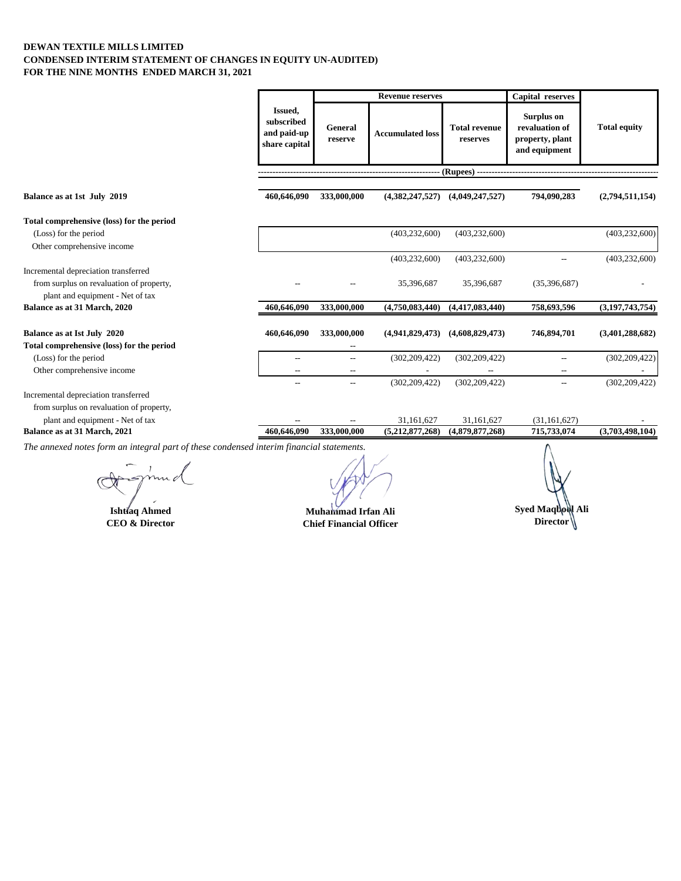**DEWAN TEXTILE MILLS LIMITED**
**CONDENSED INTERIM STATEMENT OF CHANGES IN EQUITY UN-AUDITED)**
**FOR THE NINE MONTHS ENDED MARCH 31, 2021**

| | Issued, subscribed and paid-up share capital | Revenue reserves | | | Capital reserves | Total equity |
|---|---|---|---|---|---|---|
| | | General reserve | Accumulated loss | Total revenue reserves | Surplus on revaluation of property, plant and equipment | |
| | (Rupees) | | | | | |
| **Balance as at 1st July 2019** | **460,646,090** | **333,000,000** | **(4,382,247,527)** | **(4,049,247,527)** | **794,090,283** | **(2,794,511,154)** |
| **Total comprehensive (loss) for the period** | | | | | | |
| (Loss) for the period | | | (403,232,600) | (403,232,600) | | (403,232,600) |
| Other comprehensive income | | | | | | |
| | | | (403,232,600) | (403,232,600) | -- | (403,232,600) |
| Incremental depreciation transferred from surplus on revaluation of property, plant and equipment - Net of tax | -- | -- | 35,396,687 | 35,396,687 | (35,396,687) | - |
| **Balance as at 31 March, 2020** | **460,646,090** | **333,000,000** | **(4,750,083,440)** | **(4,417,083,440)** | **758,693,596** | **(3,197,743,754)** |
| **Balance as at Ist July 2020** | **460,646,090** | **333,000,000** | **(4,941,829,473)** | **(4,608,829,473)** | **746,894,701** | **(3,401,288,682)** |
| **Total comprehensive (loss) for the period** | | -- | | | | |
| (Loss) for the period | -- | -- | (302,209,422) | (302,209,422) | -- | (302,209,422) |
| Other comprehensive income | -- | -- | - | -- | -- | - |
| | -- | -- | (302,209,422) | (302,209,422) | -- | (302,209,422) |
| Incremental depreciation transferred from surplus on revaluation of property, plant and equipment - Net of tax | -- | -- | 31,161,627 | 31,161,627 | (31,161,627) | - |
| **Balance as at 31 March, 2021** | **460,646,090** | **333,000,000** | **(5,212,877,268)** | **(4,879,877,268)** | **715,733,074** | **(3,703,498,104)** |

*The annexed notes form an integral part of these condensed interim financial statements.*

**Ishtiaq Ahmed**
**CEO & Director**

**Muhammad Irfan Ali**
**Chief Financial Officer**

**Syed Maqbool Ali**
**Director**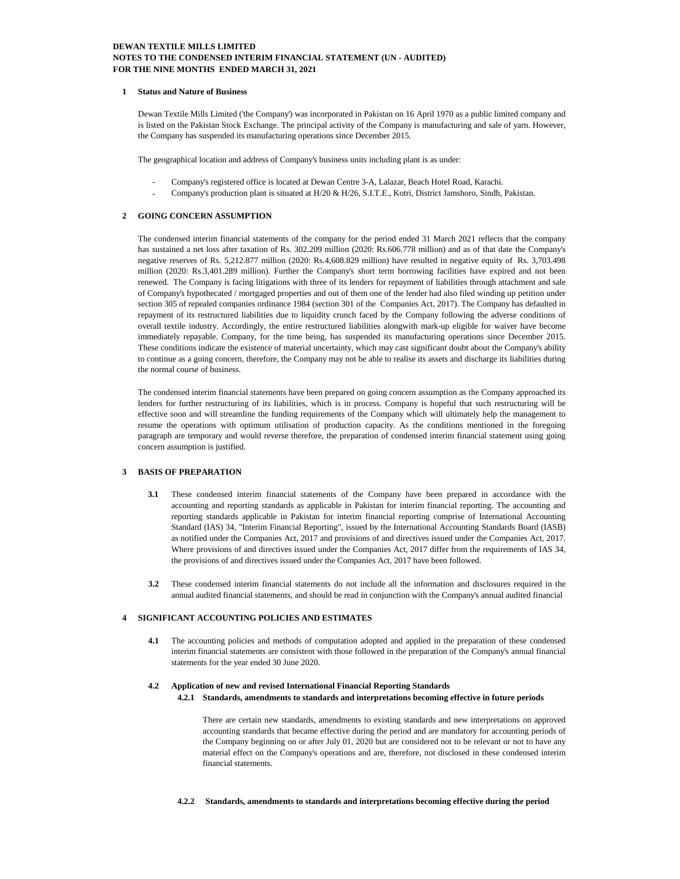**DEWAN TEXTILE MILLS LIMITED**
**NOTES TO THE CONDENSED INTERIM FINANCIAL STATEMENT (UN - AUDITED)**
**FOR THE NINE MONTHS ENDED MARCH 31, 2021**

## 1 Status and Nature of Business

Dewan Textile Mills Limited ('the Company') was incorporated in Pakistan on 16 April 1970 as a public limited company and is listed on the Pakistan Stock Exchange. The principal activity of the Company is manufacturing and sale of yarn. However, the Company has suspended its manufacturing operations since December 2015.

The geographical location and address of Company's business units including plant is as under:

- Company's registered office is located at Dewan Centre 3-A, Lalazar, Beach Hotel Road, Karachi.
- Company's production plant is situated at H/20 & H/26, S.I.T.E., Kotri, District Jamshoro, Sindh, Pakistan.

## 2 GOING CONCERN ASSUMPTION

The condensed interim financial statements of the company for the period ended 31 March 2021 reflects that the company has sustained a net loss after taxation of Rs. 302.209 million (2020: Rs.606.778 million) and as of that date the Company's negative reserves of Rs. 5,212.877 million (2020: Rs.4,608.829 million) have resulted in negative equity of Rs. 3,703.498 million (2020: Rs.3,401.289 million). Further the Company's short term borrowing facilities have expired and not been renewed. The Company is facing litigations with three of its lenders for repayment of liabilities through attachment and sale of Company's hypothecated / mortgaged properties and out of them one of the lender had also filed winding up petition under section 305 of repealed companies ordinance 1984 (section 301 of the Companies Act, 2017). The Company has defaulted in repayment of its restructured liabilities due to liquidity crunch faced by the Company following the adverse conditions of overall textile industry. Accordingly, the entire restructured liabilities alongwith mark-up eligible for waiver have become immediately repayable. Company, for the time being, has suspended its manufacturing operations since December 2015. These conditions indicate the existence of material uncertainty, which may cast significant doubt about the Company's ability to continue as a going concern, therefore, the Company may not be able to realise its assets and discharge its liabilities during the normal course of business.

The condensed interim financial statements have been prepared on going concern assumption as the Company approached its lenders for further restructuring of its liabilities, which is in process. Company is hopeful that such restructuring will be effective soon and will streamline the funding requirements of the Company which will ultimately help the management to resume the operations with optimum utilisation of production capacity. As the conditions mentioned in the foregoing paragraph are temporary and would reverse therefore, the preparation of condensed interim financial statement using going concern assumption is justified.

## 3 BASIS OF PREPARATION

**3.1** These condensed interim financial statements of the Company have been prepared in accordance with the accounting and reporting standards as applicable in Pakistan for interim financial reporting. The accounting and reporting standards applicable in Pakistan for interim financial reporting comprise of International Accounting Standard (IAS) 34, "Interim Financial Reporting", issued by the International Accounting Standards Board (IASB) as notified under the Companies Act, 2017 and provisions of and directives issued under the Companies Act, 2017. Where provisions of and directives issued under the Companies Act, 2017 differ from the requirements of IAS 34, the provisions of and directives issued under the Companies Act, 2017 have been followed.

**3.2** These condensed interim financial statements do not include all the information and disclosures required in the annual audited financial statements, and should be read in conjunction with the Company's annual audited financial

## 4 SIGNIFICANT ACCOUNTING POLICIES AND ESTIMATES

**4.1** The accounting policies and methods of computation adopted and applied in the preparation of these condensed interim financial statements are consistent with those followed in the preparation of the Company's annual financial statements for the year ended 30 June 2020.

**4.2 Application of new and revised International Financial Reporting Standards**

**4.2.1 Standards, amendments to standards and interpretations becoming effective in future periods**

There are certain new standards, amendments to existing standards and new interpretations on approved accounting standards that became effective during the period and are mandatory for accounting periods of the Company beginning on or after July 01, 2020 but are considered not to be relevant or not to have any material effect on the Company's operations and are, therefore, not disclosed in these condensed interim financial statements.

**4.2.2 Standards, amendments to standards and interpretations becoming effective during the period**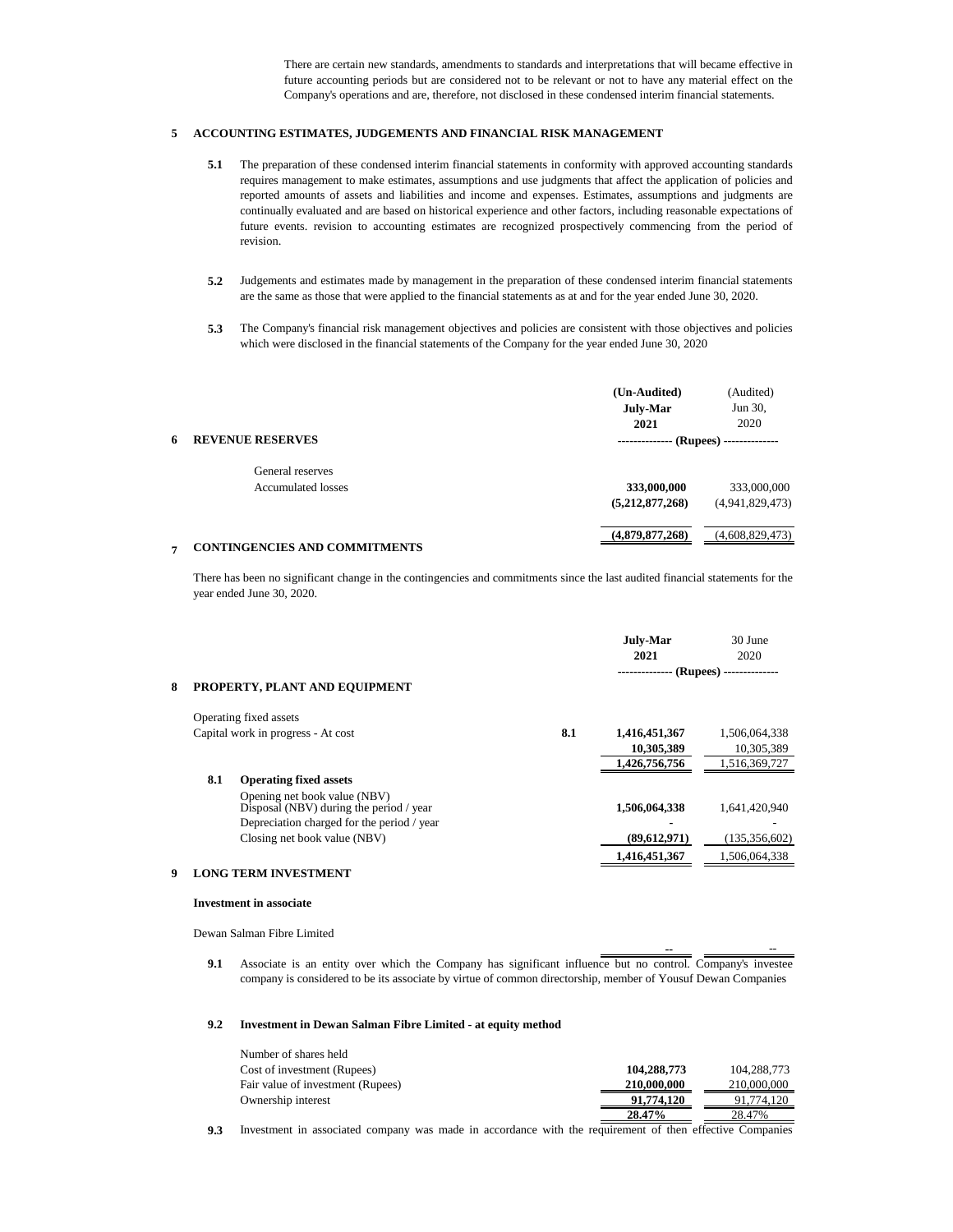There are certain new standards, amendments to standards and interpretations that will became effective in future accounting periods but are considered not to be relevant or not to have any material effect on the Company's operations and are, therefore, not disclosed in these condensed interim financial statements.

## 5 ACCOUNTING ESTIMATES, JUDGEMENTS AND FINANCIAL RISK MANAGEMENT

**5.1** The preparation of these condensed interim financial statements in conformity with approved accounting standards requires management to make estimates, assumptions and use judgments that affect the application of policies and reported amounts of assets and liabilities and income and expenses. Estimates, assumptions and judgments are continually evaluated and are based on historical experience and other factors, including reasonable expectations of future events. revision to accounting estimates are recognized prospectively commencing from the period of revision.

**5.2** Judgements and estimates made by management in the preparation of these condensed interim financial statements are the same as those that were applied to the financial statements as at and for the year ended June 30, 2020.

**5.3** The Company's financial risk management objectives and policies are consistent with those objectives and policies which were disclosed in the financial statements of the Company for the year ended June 30, 2020

## 6 REVENUE RESERVES

| | **(Un-Audited) July-Mar 2021** | (Audited) Jun 30, 2020 |
|---|---|---|
| | --------------- (Rupees) | --------------- |
| General reserves | **333,000,000** | 333,000,000 |
| Accumulated losses | **(5,212,877,268)** | (4,941,829,473) |
| | **(4,879,877,268)** | (4,608,829,473) |

## 7 CONTINGENCIES AND COMMITMENTS

There has been no significant change in the contingencies and commitments since the last audited financial statements for the year ended June 30, 2020.

## 8 PROPERTY, PLANT AND EQUIPMENT

| | Note | **July-Mar 2021** | 30 June 2020 |
|---|---|---|---|
| | | --------------- (Rupees) | --------------- |
| Operating fixed assets | | | |
| Capital work in progress - At cost | 8.1 | **1,416,451,367** | 1,506,064,338 |
| | | **10,305,389** | 10,305,389 |
| | | **1,426,756,756** | 1,516,369,727 |

**8.1 Operating fixed assets**

| | **July-Mar 2021** | 30 June 2020 |
|---|---|---|
| Opening net book value (NBV) | | |
| Disposal (NBV) during the period / year | **1,506,064,338** | 1,641,420,940 |
| Depreciation charged for the period / year | **-** | - |
| Closing net book value (NBV) | **(89,612,971)** | (135,356,602) |
| | **1,416,451,367** | 1,506,064,338 |

## 9 LONG TERM INVESTMENT

**Investment in associate**

| | | |
|---|---|---|
| Dewan Salman Fibre Limited | **--** | -- |

**9.1** Associate is an entity over which the Company has significant influence but no control. Company's investee company is considered to be its associate by virtue of common directorship, member of Yousuf Dewan Companies

**9.2 Investment in Dewan Salman Fibre Limited - at equity method**

| | | |
|---|---|---|
| Number of shares held | | |
| Cost of investment (Rupees) | **104,288,773** | 104,288,773 |
| Fair value of investment (Rupees) | **210,000,000** | 210,000,000 |
| Ownership interest | **91,774,120** | 91,774,120 |
| | **28.47%** | 28.47% |

**9.3** Investment in associated company was made in accordance with the requirement of then effective Companies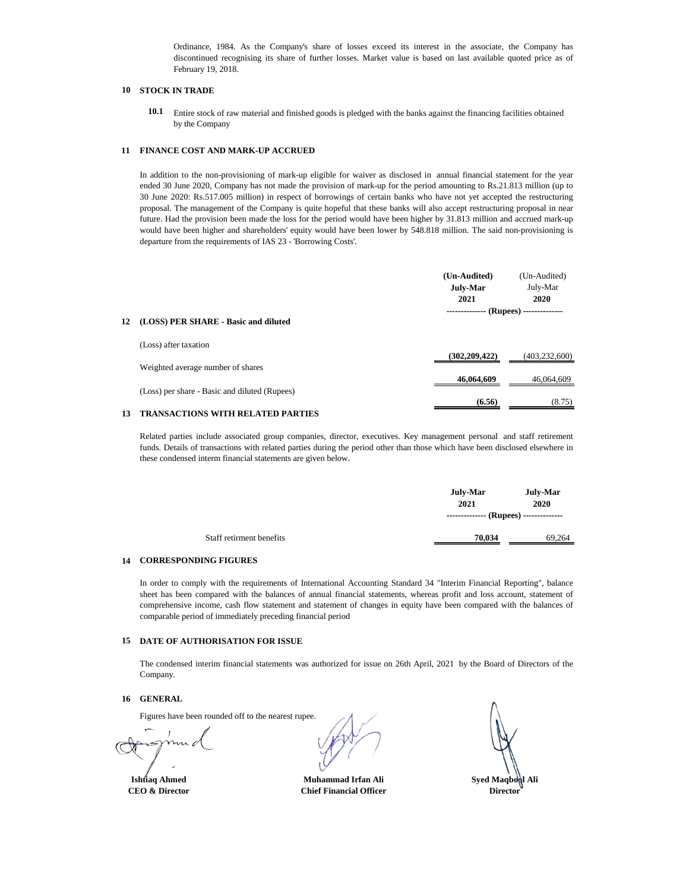Ordinance, 1984. As the Company's share of losses exceed its interest in the associate, the Company has discontinued recognising its share of further losses. Market value is based on last available quoted price as of February 19, 2018.

## 10 STOCK IN TRADE

**10.1** Entire stock of raw material and finished goods is pledged with the banks against the financing facilities obtained by the Company

## 11 FINANCE COST AND MARK-UP ACCRUED

In addition to the non-provisioning of mark-up eligible for waiver as disclosed in annual financial statement for the year ended 30 June 2020, Company has not made the provision of mark-up for the period amounting to Rs.21.813 million (up to 30 June 2020: Rs.517.005 million) in respect of borrowings of certain banks who have not yet accepted the restructuring proposal. The management of the Company is quite hopeful that these banks will also accept restructuring proposal in near future. Had the provision been made the loss for the period would have been higher by 31.813 million and accrued mark-up would have been higher and shareholders' equity would have been lower by 548.818 million. The said non-provisioning is departure from the requirements of IAS 23 - 'Borrowing Costs'.

## 12 (LOSS) PER SHARE - Basic and diluted

| | **(Un-Audited) July-Mar 2021** | (Un-Audited) July-Mar 2020 |
|---|---|---|
| | -------------- (Rupees) -------------- | |
| (Loss) after taxation | **(302,209,422)** | (403,232,600) |
| Weighted average number of shares | **46,064,609** | 46,064,609 |
| (Loss) per share - Basic and diluted (Rupees) | **(6.56)** | (8.75) |

## 13 TRANSACTIONS WITH RELATED PARTIES

Related parties include associated group companies, director, executives. Key management personal and staff retirement funds. Details of transactions with related parties during the period other than those which have been disclosed elsewhere in these condensed interm financial statements are given below.

| | **July-Mar 2021** | **July-Mar 2020** |
|---|---|---|
| | -------------- (Rupees) -------------- | |
| Staff retirment benefits | **70,034** | 69,264 |

## 14 CORRESPONDING FIGURES

In order to comply with the requirements of International Accounting Standard 34 "Interim Financial Reporting", balance sheet has been compared with the balances of annual financial statements, whereas profit and loss account, statement of comprehensive income, cash flow statement and statement of changes in equity have been compared with the balances of comparable period of immediately preceding financial period

## 15 DATE OF AUTHORISATION FOR ISSUE

The condensed interim financial statements was authorized for issue on 26th April, 2021 by the Board of Directors of the Company.

## 16 GENERAL

Figures have been rounded off to the nearest rupee.

| **Ishtiaq Ahmed** | **Muhammad Irfan Ali** | **Syed Maqbool Ali** |
|---|---|---|
| **CEO & Director** | **Chief Financial Officer** | **Director** |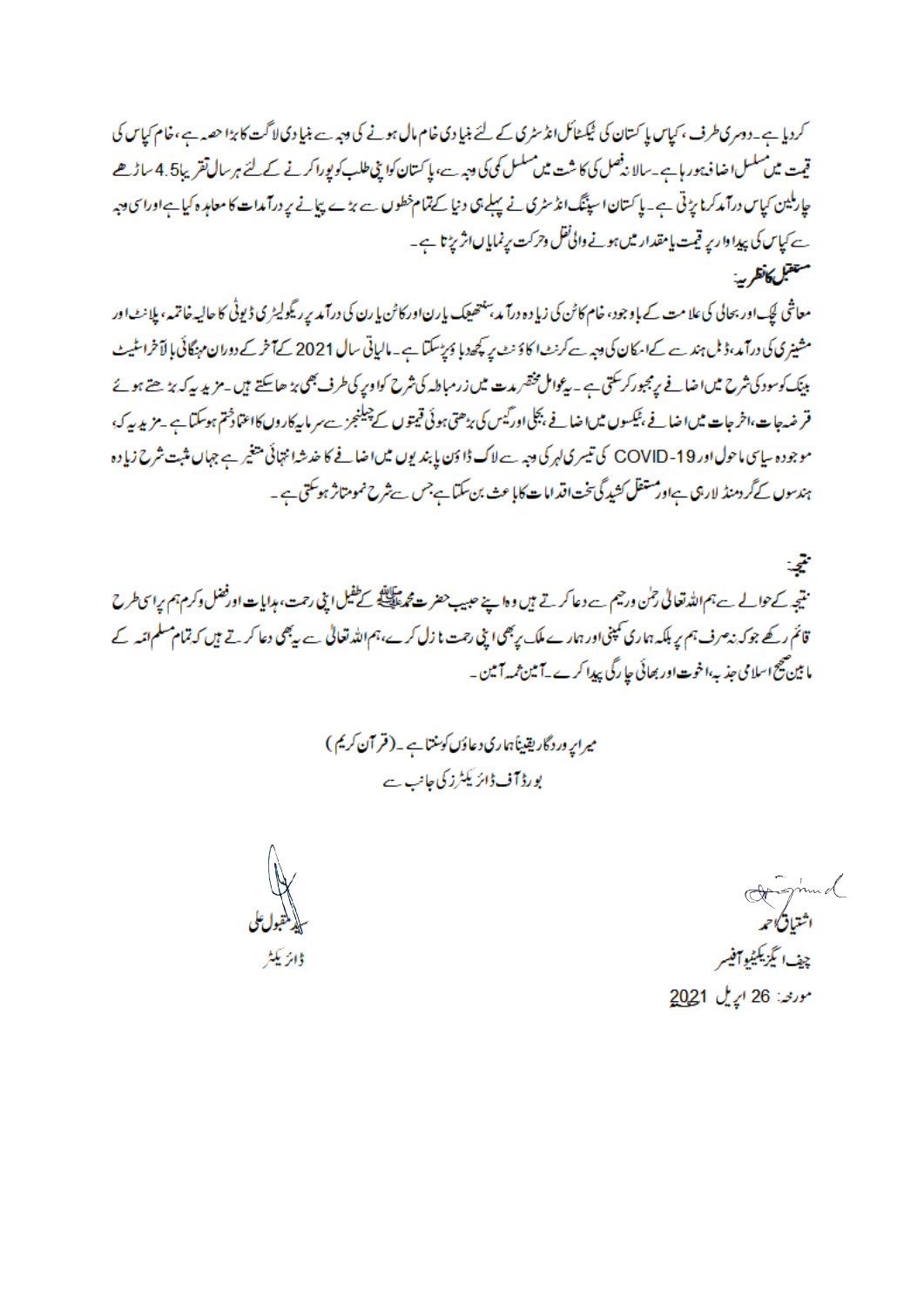کردیا ہے۔دوسری طرف، کپاس پاکستان کی ٹیکسٹائل انڈسٹری کے لئے بنیادی خام مال ہونے کی وجہ سے بنیادی لاگت کا بڑا حصہ ہے، خام کپاس کی قیمت میں مسلسل اضافہ ہورہا ہے۔سالانہ فصل کی کاشت میں مسلسل کمی کی وجہ سے، پاکستان کو اپنی طلب کو پورا کرنے کے لئے ہر سال تقریباً 4.5 ساڑھے چار ملین کپاس درآمد کرنا پڑتی ہے۔پاکستان اسپننگ انڈسٹری نے پہلے ہی دنیا کے تمام خطوں سے بڑے پیمانے پر درآمدات کا معاہدہ کیا ہے اور اسی وجہ سے کپاس کی پیداوار پر قیمت یا مقدار میں ہونے والی نقل وحرکت پر نمایاں اثر پڑتا ہے۔

**مستقبل کا نظریہ:**

معاشی لچک اور بحالی کی علامت کے باوجود، خام کاٹن کی زیادہ درآمد، سنتھیٹک یارن اور کاٹن یارن کی درآمد پر ریگولیٹری ڈیوٹی کا حالیہ خاتمہ، پلانٹ اور مشینری کی درآمد، ڈبل ہندسے کے ا۔کان کی وجہ سے کرنٹ اکاؤنٹ پر کچھ دباؤ پڑسکتا ہے۔مالیاتی سال 2021 کے آخر کے دوران مہنگائی بالآخر اسٹیٹ بینک کو سود کی شرح میں اضافے پر مجبور کرسکتی ہے۔یہ عوامل مختصر مدت میں زر مبادلہ کی شرح کو اوپر کی طرف بھی بڑھا سکتے ہیں۔مزید یہ کہ بڑھتے ہوئے قرضہ جات، اخراجات میں اضافے، ٹیکسوں میں اضافے، بجلی اور گیس کی بڑھتی ہوئی قیمتوں کے چیلنجز سے سرمایہ کاروں کا اعتماد ختم ہوسکتا ہے۔مزید یہ کہ، موجودہ سیاسی ماحول اور COVID-19 کی تیسری لہر کی وجہ سے لاک ڈاؤن پابندیوں میں اضافے کا خدشہ انتہائی متغیر ہے جہاں مثبت شرح زیادہ ہندسوں کے گرد منڈلا رہی ہے اور مستقل کشیدگی سخت اقدامات کا باعث بن سکتا ہے جس سے شرح نمو متاثر ہوسکتی ہے۔

**نتیجہ:**

نتیجہ کے حوالے سے ہم اللہ تعالیٰ رحمٰن ورحیم سے دعا کرتے ہیں وہ اپنے حبیب حضرت محمد ﷺ کے طفیل اپنی رحمت، ہدایات اور فضل وکرم ہم پر اسی طرح قائم رکھے جو کہ نہ صرف ہم پر بلکہ ہماری کمپنی اور ہمارے ملک پر بھی اپنی رحمت نازل کرے، ہم اللہ تعالیٰ سے یہ بھی دعا کرتے ہیں کہ تمام مسلم امّہ کے مابین صحیح اسلامی جذبہ، اخوت اور بھائی چارگی پیدا کرے۔آمین ثمہ آمین۔

میرا پروردگار یقیناً ہماری دعاؤں کو سنتا ہے۔(قرآن کریم)

بورڈ آف ڈائریکٹرز کی جانب سے

اشتیاق احمد
چیف ایگزیکیٹو آفیسر

مقبول علی
ڈائریکٹر

مورخہ: 26 اپریل 2021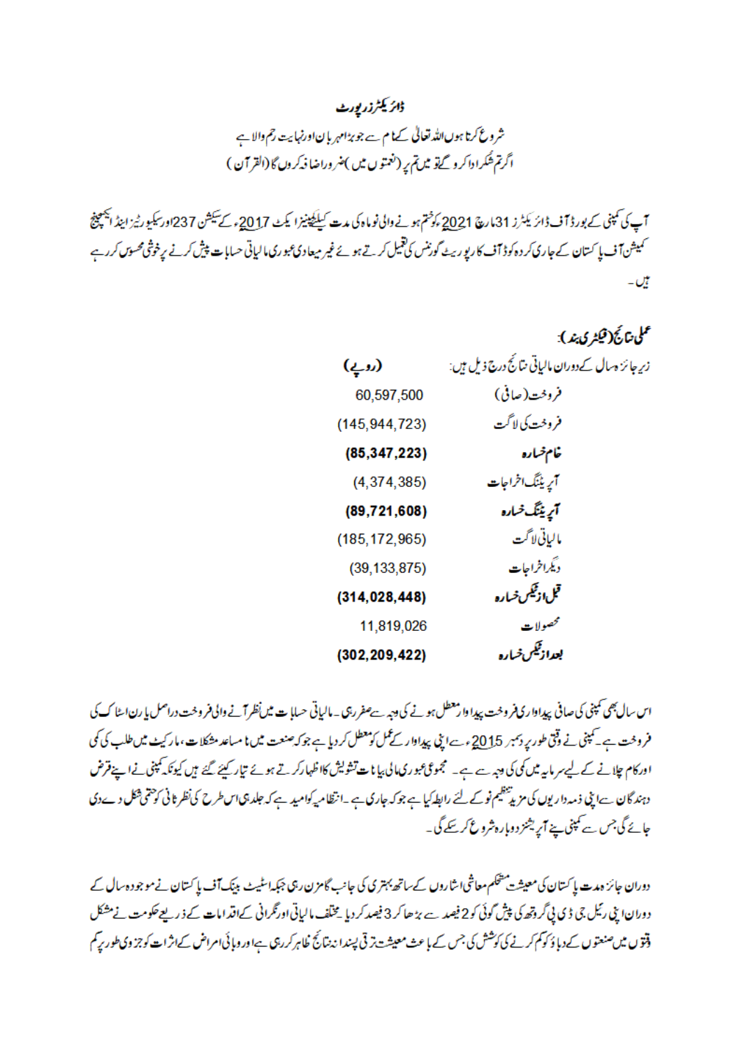# ڈائریکٹرز رپورٹ

شروع کرتا ہوں اللہ تعالیٰ کے نام سے جو بڑا مہربان اور نہایت رحم والا ہے

اگر تم شکر ادا کرو گے تو میں تم پر (نعمتوں میں) ضرور اضافہ کروں گا (القرآن)

آپ کی کمپنی کے بورڈ آف ڈائریکٹرز 31 مارچ 2021ء کو ختم ہونے والی نو ماہ کی مدت کیلئے کمپنیز ایکٹ 2017ء کے سیکشن 237 اور سیکیورٹیز اینڈ ایکسچینج کمیشن آف پاکستان کے جاری کردہ کوڈ آف کارپوریٹ گورننس کی تعمیل کرتے ہوئے غیر میعادی عبوری مالیاتی حسابات پیش کرنے پر خوشی محسوس کر رہے ہیں۔

## عملی نتائج (فیکٹری بند):

زیر جائزہ سال کے دوران مالیاتی نتائج درج ذیل ہیں:

| | (روپے) |
|---|---|
| فروخت (صافی) | 60,597,500 |
| فروخت کی لاگت | (145,944,723) |
| **خام خسارہ** | **(85,347,223)** |
| آپریٹنگ اخراجات | (4,374,385) |
| **آپریٹنگ خسارہ** | **(89,721,608)** |
| مالیاتی لاگت | (185,172,965) |
| دیگر اخراجات | (39,133,875) |
| **قبل از ٹیکس خسارہ** | **(314,028,448)** |
| محصولات | 11,819,026 |
| **بعد از ٹیکس خسارہ** | **(302,209,422)** |

اس سال بھی کمپنی کی صافی پیداواری فروخت پیداوار معطل ہونے کی وجہ سے صفر رہی۔ مالیاتی حسابات میں نظر آنے والی فروخت دراصل بارن اسٹاک کی فروخت ہے۔ کمپنی نے وقتی طور پر دسمبر 2015ء سے اپنی پیداوار کے عمل کو معطل کر دیا ہے جو کہ صنعت میں نامساعد مشکلات، مارکیٹ میں طلب کی کمی اور کام چلانے کے لیے سرمایہ میں کمی کی وجہ سے ہے۔ مجموعی عبوری مالی بیانات تشویش کا اظہار کرتے ہوئے تیار کیئے گئے ہیں کیونکہ کمپنی نے اپنے قرض دہندگان سے اپنی ذمہ داریوں کی مزید تنظیم نو کے لئے رابطہ کیا ہے جو کہ جاری ہے۔ انتظامیہ کو امید ہے کہ جلد ہی اس طرح کی نظر ثانی کو حتمی شکل دے دی جائے گی جس سے کمپنی اپنے آپریشنز دوبارہ شروع کر سکے گی۔

دوران جائزہ مدت پاکستان کی معیشت مستحکم معاشی اشاروں کے ساتھ بہتری کی جانب گامزن رہی جبکہ اسٹیٹ بینک آف پاکستان نے موجودہ سال کے دوران اپنی ریئل جی ڈی پی گروتھ کی پیش گوئی کو 2 فیصد سے بڑھا کر 3 فیصد کر دیا۔ مختلف مالیاتی اور نگرانی کے اقدامات کے ذریعے حکومت نے مشکل وقتوں میں صنعتوں کے دباؤ کو کم کرنے کی کوشش کی جس کے باعث معیشت ترقی پسندانہ نتائج ظاہر کر رہی ہے اور وبائی امراض کے اثرات کو جزوی طور پر کم